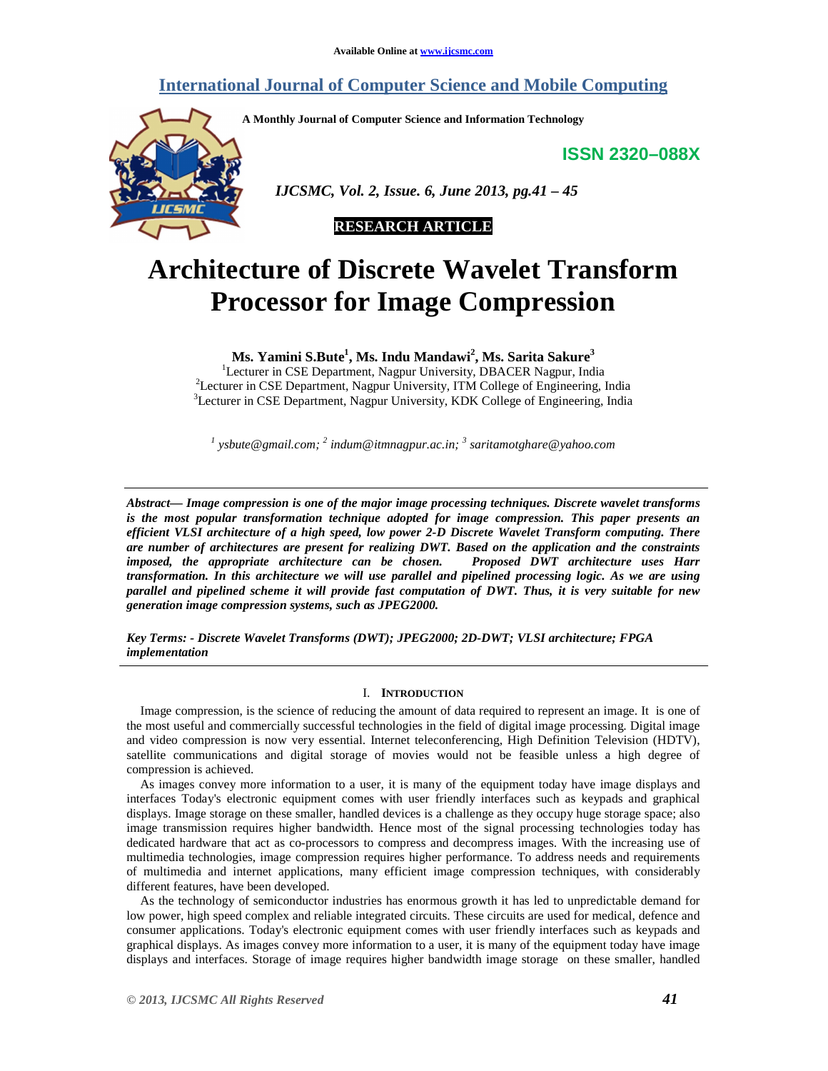Available Online at www.ijcsmc.com

# International Journal of Computer Science and Mobile Computing

**A Monthly Journal of Computer Science and Information Technology**

**ISSN 2320–088X**

*IJCSMC, Vol. 2, Issue. 6, June 2013, pg.41 – 45*

**RESEARCH ARTICLE**

# Architecture of Discrete Wavelet Transform Processor for Image Compression

**Ms. Yamini S.Bute[1], Ms. Indu Mandawi[2], Ms. Sarita Sakure[3]**

[1]Lecturer in CSE Department, Nagpur University, DBACER Nagpur, India
[2]Lecturer in CSE Department, Nagpur University, ITM College of Engineering, India
[3]Lecturer in CSE Department, Nagpur University, KDK College of Engineering, India

*[1] ysbute@gmail.com; [2] indum@itmnagpur.ac.in; [3] saritamotghare@yahoo.com*

***Abstract***— ***Image compression is one of the major image processing techniques. Discrete wavelet transforms is the most popular transformation technique adopted for image compression. This paper presents an efficient VLSI architecture of a high speed, low power 2-D Discrete Wavelet Transform computing. There are number of architectures are present for realizing DWT. Based on the application and the constraints imposed, the appropriate architecture can be chosen. Proposed DWT architecture uses Harr transformation. In this architecture we will use parallel and pipelined processing logic. As we are using parallel and pipelined scheme it will provide fast computation of DWT. Thus, it is very suitable for new generation image compression systems, such as JPEG2000.***

***Key Terms: - Discrete Wavelet Transforms (DWT); JPEG2000; 2D-DWT; VLSI architecture; FPGA implementation***

## I. Introduction

Image compression, is the science of reducing the amount of data required to represent an image. It is one of the most useful and commercially successful technologies in the field of digital image processing. Digital image and video compression is now very essential. Internet teleconferencing, High Definition Television (HDTV), satellite communications and digital storage of movies would not be feasible unless a high degree of compression is achieved.

As images convey more information to a user, it is many of the equipment today have image displays and interfaces Today's electronic equipment comes with user friendly interfaces such as keypads and graphical displays. Image storage on these smaller, handled devices is a challenge as they occupy huge storage space; also image transmission requires higher bandwidth. Hence most of the signal processing technologies today has dedicated hardware that act as co-processors to compress and decompress images. With the increasing use of multimedia technologies, image compression requires higher performance. To address needs and requirements of multimedia and internet applications, many efficient image compression techniques, with considerably different features, have been developed.

As the technology of semiconductor industries has enormous growth it has led to unpredictable demand for low power, high speed complex and reliable integrated circuits. These circuits are used for medical, defence and consumer applications. Today's electronic equipment comes with user friendly interfaces such as keypads and graphical displays. As images convey more information to a user, it is many of the equipment today have image displays and interfaces. Storage of image requires higher bandwidth image storage on these smaller, handled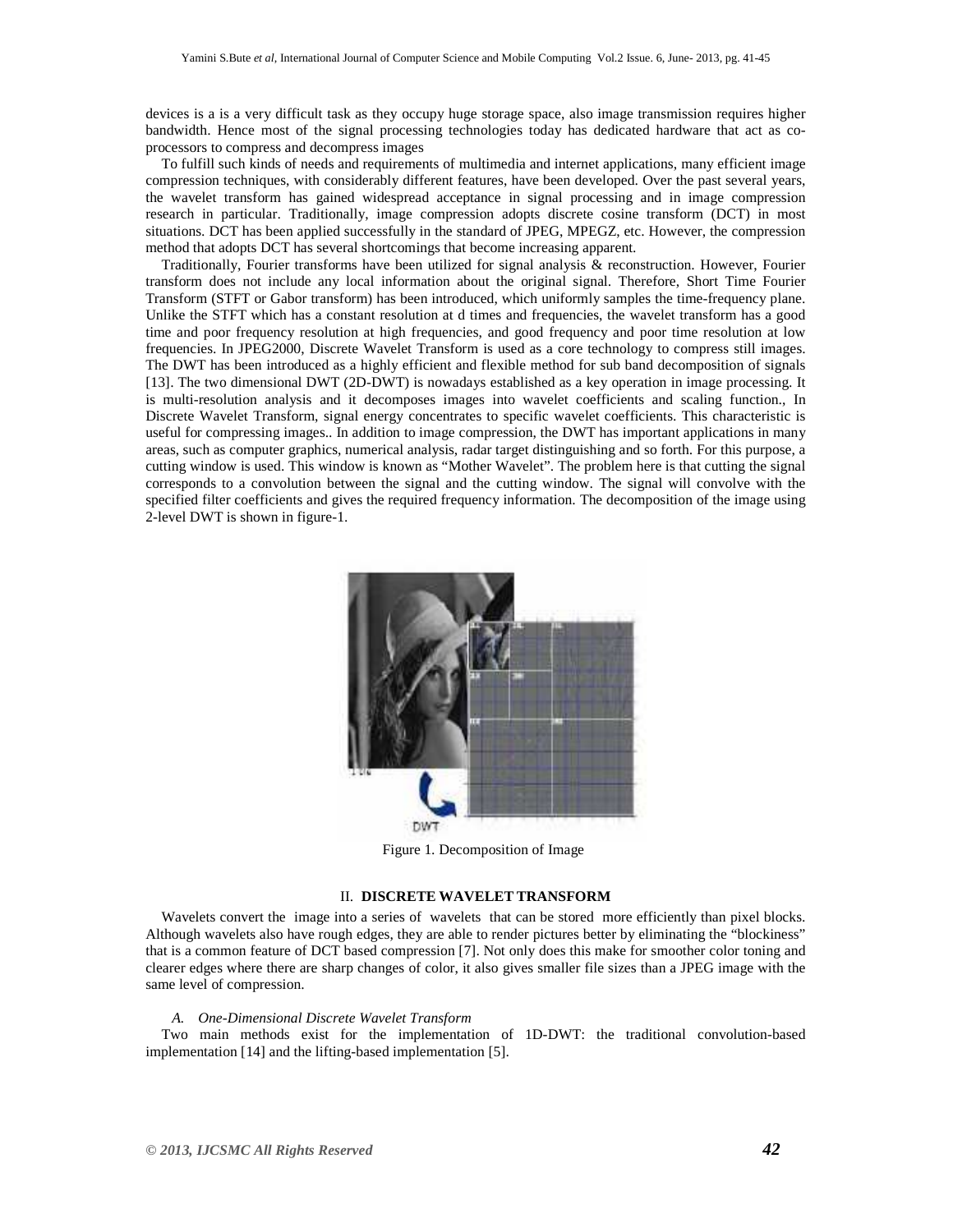devices is a is a very difficult task as they occupy huge storage space, also image transmission requires higher bandwidth. Hence most of the signal processing technologies today has dedicated hardware that act as co-processors to compress and decompress images

To fulfill such kinds of needs and requirements of multimedia and internet applications, many efficient image compression techniques, with considerably different features, have been developed. Over the past several years, the wavelet transform has gained widespread acceptance in signal processing and in image compression research in particular. Traditionally, image compression adopts discrete cosine transform (DCT) in most situations. DCT has been applied successfully in the standard of JPEG, MPEGZ, etc. However, the compression method that adopts DCT has several shortcomings that become increasing apparent.

Traditionally, Fourier transforms have been utilized for signal analysis & reconstruction. However, Fourier transform does not include any local information about the original signal. Therefore, Short Time Fourier Transform (STFT or Gabor transform) has been introduced, which uniformly samples the time-frequency plane. Unlike the STFT which has a constant resolution at d times and frequencies, the wavelet transform has a good time and poor frequency resolution at high frequencies, and good frequency and poor time resolution at low frequencies. In JPEG2000, Discrete Wavelet Transform is used as a core technology to compress still images. The DWT has been introduced as a highly efficient and flexible method for sub band decomposition of signals [13]. The two dimensional DWT (2D-DWT) is nowadays established as a key operation in image processing. It is multi-resolution analysis and it decomposes images into wavelet coefficients and scaling function., In Discrete Wavelet Transform, signal energy concentrates to specific wavelet coefficients. This characteristic is useful for compressing images.. In addition to image compression, the DWT has important applications in many areas, such as computer graphics, numerical analysis, radar target distinguishing and so forth. For this purpose, a cutting window is used. This window is known as "Mother Wavelet". The problem here is that cutting the signal corresponds to a convolution between the signal and the cutting window. The signal will convolve with the specified filter coefficients and gives the required frequency information. The decomposition of the image using 2-level DWT is shown in figure-1.

Figure 1. Decomposition of Image

## II. DISCRETE WAVELET TRANSFORM

Wavelets convert the image into a series of wavelets that can be stored more efficiently than pixel blocks. Although wavelets also have rough edges, they are able to render pictures better by eliminating the "blockiness" that is a common feature of DCT based compression [7]. Not only does this make for smoother color toning and clearer edges where there are sharp changes of color, it also gives smaller file sizes than a JPEG image with the same level of compression.

### *A. One-Dimensional Discrete Wavelet Transform*

Two main methods exist for the implementation of 1D-DWT: the traditional convolution-based implementation [14] and the lifting-based implementation [5].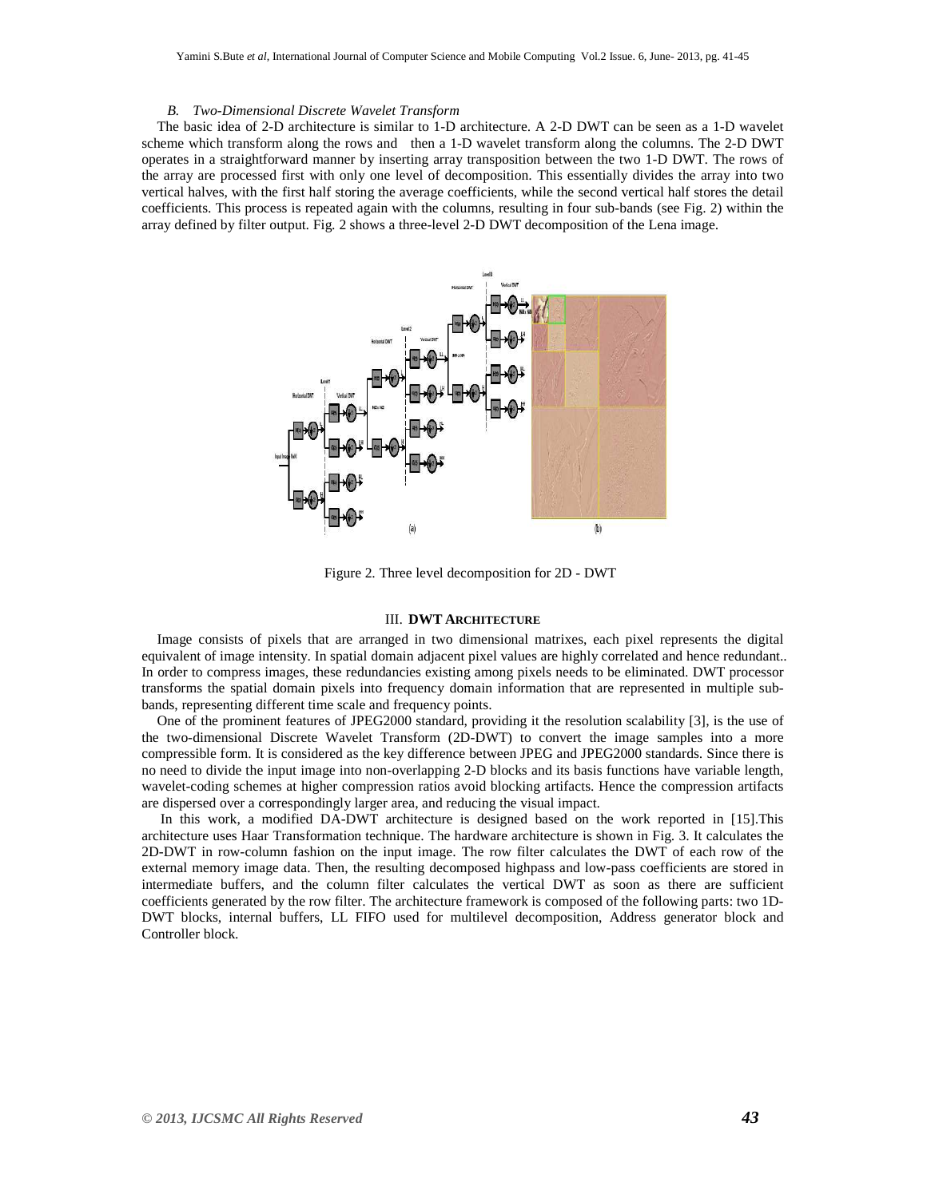### *B. Two-Dimensional Discrete Wavelet Transform*

The basic idea of 2-D architecture is similar to 1-D architecture. A 2-D DWT can be seen as a 1-D wavelet scheme which transform along the rows and then a 1-D wavelet transform along the columns. The 2-D DWT operates in a straightforward manner by inserting array transposition between the two 1-D DWT. The rows of the array are processed first with only one level of decomposition. This essentially divides the array into two vertical halves, with the first half storing the average coefficients, while the second vertical half stores the detail coefficients. This process is repeated again with the columns, resulting in four sub-bands (see Fig. 2) within the array defined by filter output. Fig. 2 shows a three-level 2-D DWT decomposition of the Lena image.

Figure 2. Three level decomposition for 2D - DWT

## III. DWT ARCHITECTURE

Image consists of pixels that are arranged in two dimensional matrixes, each pixel represents the digital equivalent of image intensity. In spatial domain adjacent pixel values are highly correlated and hence redundant.. In order to compress images, these redundancies existing among pixels needs to be eliminated. DWT processor transforms the spatial domain pixels into frequency domain information that are represented in multiple sub-bands, representing different time scale and frequency points.

One of the prominent features of JPEG2000 standard, providing it the resolution scalability [3], is the use of the two-dimensional Discrete Wavelet Transform (2D-DWT) to convert the image samples into a more compressible form. It is considered as the key difference between JPEG and JPEG2000 standards. Since there is no need to divide the input image into non-overlapping 2-D blocks and its basis functions have variable length, wavelet-coding schemes at higher compression ratios avoid blocking artifacts. Hence the compression artifacts are dispersed over a correspondingly larger area, and reducing the visual impact.

In this work, a modified DA-DWT architecture is designed based on the work reported in [15].This architecture uses Haar Transformation technique. The hardware architecture is shown in Fig. 3. It calculates the 2D-DWT in row-column fashion on the input image. The row filter calculates the DWT of each row of the external memory image data. Then, the resulting decomposed highpass and low-pass coefficients are stored in intermediate buffers, and the column filter calculates the vertical DWT as soon as there are sufficient coefficients generated by the row filter. The architecture framework is composed of the following parts: two 1D-DWT blocks, internal buffers, LL FIFO used for multilevel decomposition, Address generator block and Controller block.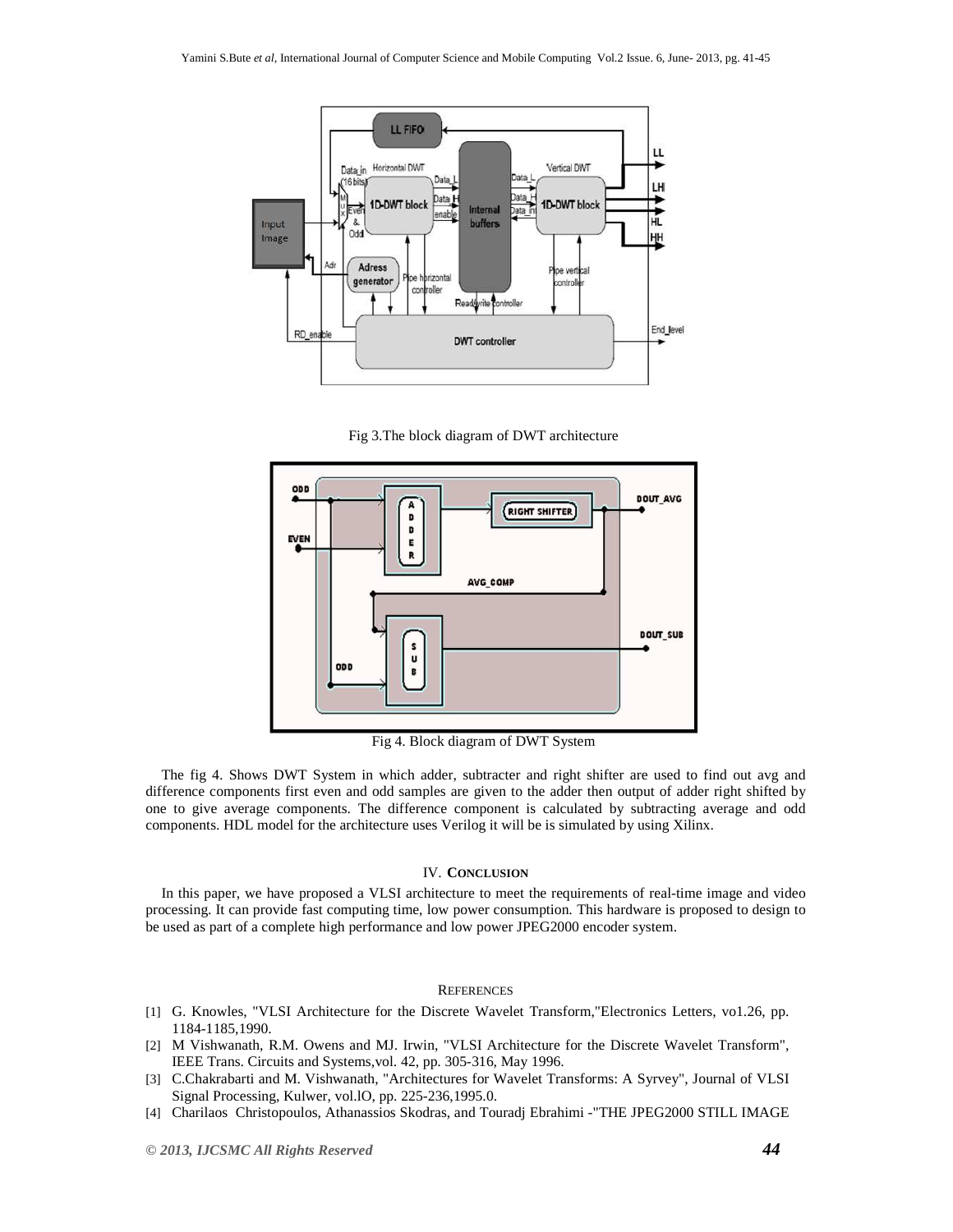Fig 3.The block diagram of DWT architecture

Fig 4. Block diagram of DWT System

The fig 4. Shows DWT System in which adder, subtracter and right shifter are used to find out avg and difference components first even and odd samples are given to the adder then output of adder right shifted by one to give average components. The difference component is calculated by subtracting average and odd components. HDL model for the architecture uses Verilog it will be is simulated by using Xilinx.

## IV. CONCLUSION

In this paper, we have proposed a VLSI architecture to meet the requirements of real-time image and video processing. It can provide fast computing time, low power consumption. This hardware is proposed to design to be used as part of a complete high performance and low power JPEG2000 encoder system.

## REFERENCES

[1] G. Knowles, "VLSI Architecture for the Discrete Wavelet Transform,"Electronics Letters, vo1.26, pp. 1184-1185,1990.

[2] M Vishwanath, R.M. Owens and MJ. Irwin, "VLSI Architecture for the Discrete Wavelet Transform", IEEE Trans. Circuits and Systems,vol. 42, pp. 305-316, May 1996.

[3] C.Chakrabarti and M. Vishwanath, "Architectures for Wavelet Transforms: A Syrvey", Journal of VLSI Signal Processing, Kulwer, vol.lO, pp. 225-236,1995.0.

[4] Charilaos Christopoulos, Athanassios Skodras, and Touradj Ebrahimi -"THE JPEG2000 STILL IMAGE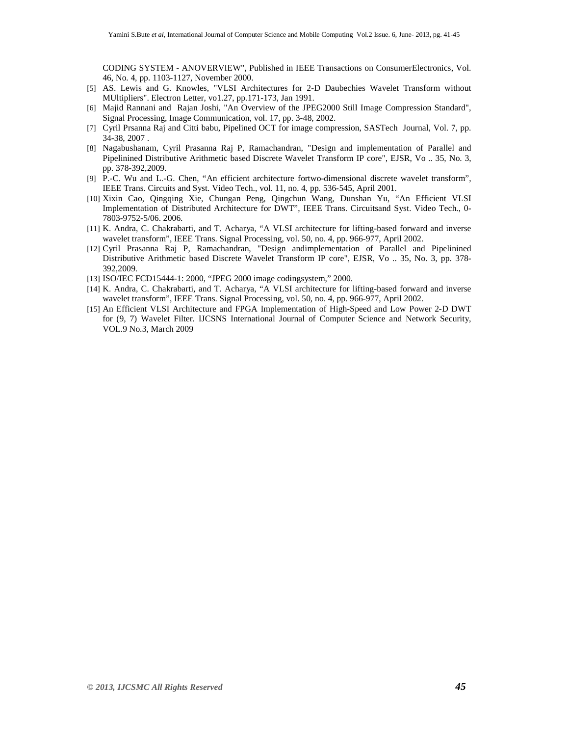CODING SYSTEM - ANOVERVIEW", Published in IEEE Transactions on ConsumerElectronics, Vol. 46, No. 4, pp. 1103-1127, November 2000.

[5] AS. Lewis and G. Knowles, "VLSI Architectures for 2-D Daubechies Wavelet Transform without MUltipliers". Electron Letter, vo1.27, pp.171-173, Jan 1991.

[6] Majid Rannani and Rajan Joshi, "An Overview of the JPEG2000 Still Image Compression Standard", Signal Processing, Image Communication, vol. 17, pp. 3-48, 2002.

[7] Cyril Prsanna Raj and Citti babu, Pipelined OCT for image compression, SASTech Journal, Vol. 7, pp. 34-38, 2007 .

[8] Nagabushanam, Cyril Prasanna Raj P, Ramachandran, "Design and implementation of Parallel and Pipelinined Distributive Arithmetic based Discrete Wavelet Transform IP core", EJSR, Vo .. 35, No. 3, pp. 378-392,2009.

[9] P.-C. Wu and L.-G. Chen, "An efficient architecture fortwo-dimensional discrete wavelet transform", IEEE Trans. Circuits and Syst. Video Tech., vol. 11, no. 4, pp. 536-545, April 2001.

[10] Xixin Cao, Qingqing Xie, Chungan Peng, Qingchun Wang, Dunshan Yu, "An Efficient VLSI Implementation of Distributed Architecture for DWT", IEEE Trans. Circuitsand Syst. Video Tech., 0-7803-9752-5/06. 2006.

[11] K. Andra, C. Chakrabarti, and T. Acharya, "A VLSI architecture for lifting-based forward and inverse wavelet transform", IEEE Trans. Signal Processing, vol. 50, no. 4, pp. 966-977, April 2002.

[12] Cyril Prasanna Raj P, Ramachandran, "Design andimplementation of Parallel and Pipelinined Distributive Arithmetic based Discrete Wavelet Transform IP core", EJSR, Vo .. 35, No. 3, pp. 378-392,2009.

[13] ISO/IEC FCD15444-1: 2000, "JPEG 2000 image codingsystem," 2000.

[14] K. Andra, C. Chakrabarti, and T. Acharya, "A VLSI architecture for lifting-based forward and inverse wavelet transform", IEEE Trans. Signal Processing, vol. 50, no. 4, pp. 966-977, April 2002.

[15] An Efficient VLSI Architecture and FPGA Implementation of High-Speed and Low Power 2-D DWT for (9, 7) Wavelet Filter. IJCSNS International Journal of Computer Science and Network Security, VOL.9 No.3, March 2009